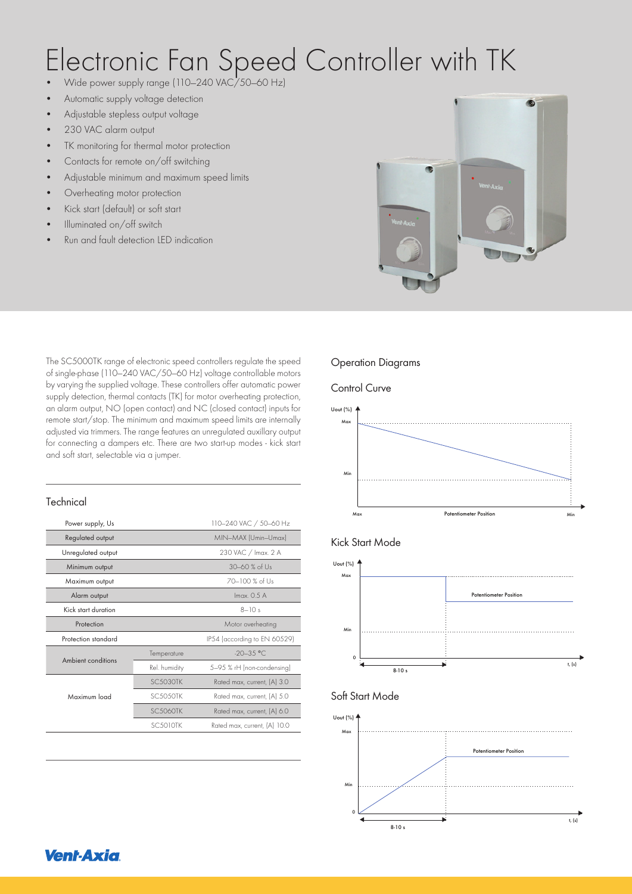# Electronic Fan Speed Controller with TK

- Wide power supply range (110–240 VAC/50–60 Hz)
- Automatic supply voltage detection
- Adjustable stepless output voltage
- 230 VAC alarm output
- TK monitoring for thermal motor protection
- Contacts for remote on/off switching
- Adjustable minimum and maximum speed limits
- Overheating motor protection
- Kick start (default) or soft start
- Illuminated on/off switch
- Run and fault detection LED indication

The SC5000TK range of electronic speed controllers regulate the speed of single-phase (110–240 VAC/50–60 Hz) voltage controllable motors by varying the supplied voltage. These controllers offer automatic power supply detection, thermal contacts (TK) for motor overheating protection, an alarm output, NO (open contact) and NC (closed contact) inputs for remote start/stop. The minimum and maximum speed limits are internally adjusted via trimmers. The range features an unregulated auxillary output for connecting a dampers etc. There are two start-up modes - kick start and soft start, selectable via a jumper.

## Technical

| | | |
|---|---|---|
| Power supply, Us | | 110–240 VAC / 50–60 Hz |
| Regulated output | | MIN–MAX (Umin–Umax) |
| Unregulated output | | 230 VAC / Imax. 2 A |
| Minimum output | | 30–60 % of Us |
| Maximum output | | 70–100 % of Us |
| Alarm output | | Imax. 0.5 A |
| Kick start duration | | 8–10 s |
| Protection | | Motor overheating |
| Protection standard | | IP54 (according to EN 60529) |
| Ambient conditions | Temperature | -20–35 °C |
| | Rel. humidity | 5–95 % rH (non-condensing) |
| Maximum load | SC5030TK | Rated max, current, (A) 3.0 |
| | SC5050TK | Rated max, current, (A) 5.0 |
| | SC5060TK | Rated max, current, (A) 6.0 |
| | SC5010TK | Rated max, current, (A) 10.0 |

## Operation Diagrams

### Control Curve

Uout (%) — Max, Min — Max, Potentiometer Position, Min

### Kick Start Mode

Uout (%) — Max, Min, 0 — Potentiometer Position — 8-10 s — t, (s)

### Soft Start Mode

Uout (%) — Max, Min, 0 — Potentiometer Position — 8-10 s — t, (s)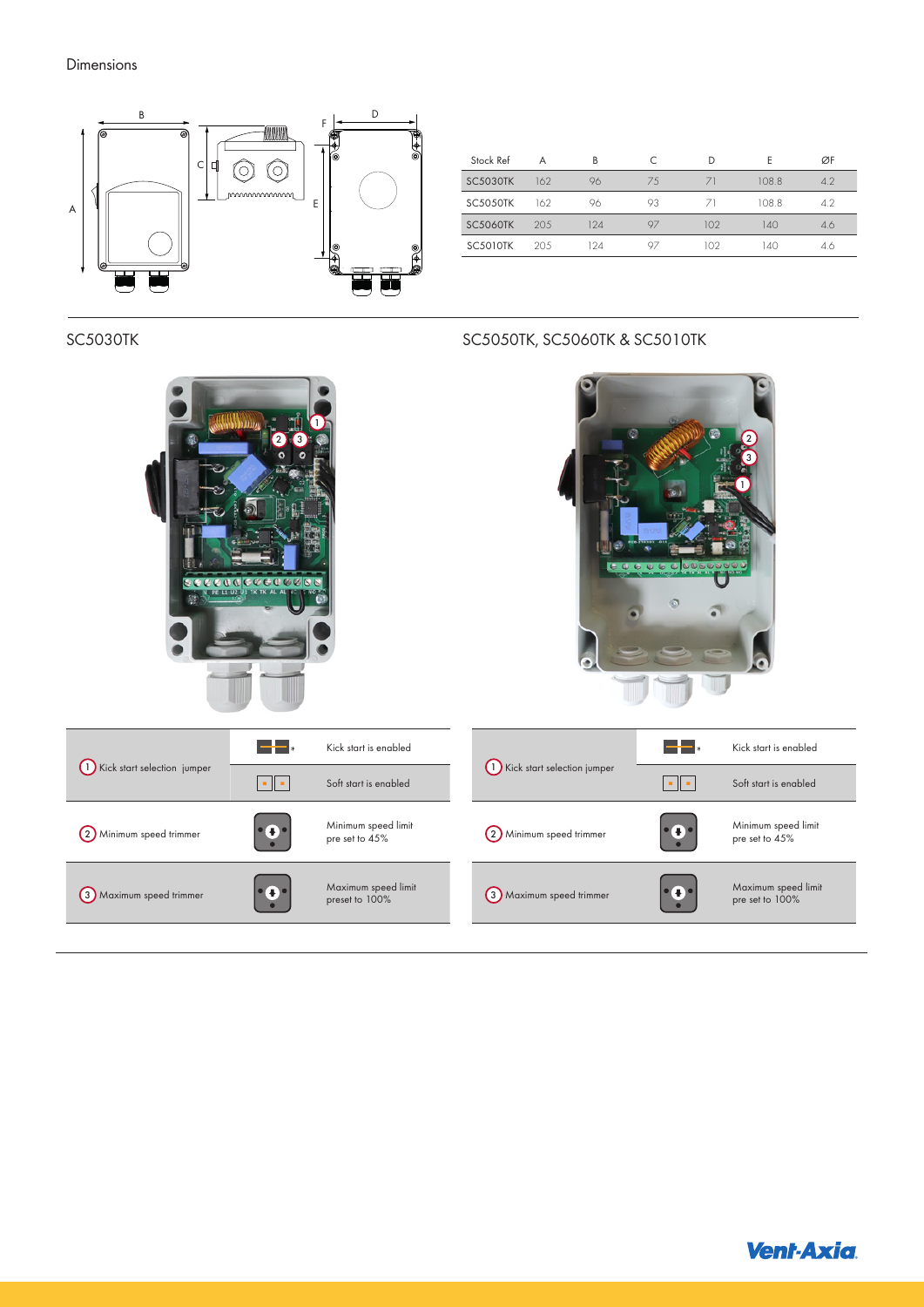Dimensions

| Stock Ref | A | B | C | D | E | ØF |
|---|---|---|---|---|---|---|
| SC5030TK | 162 | 96 | 75 | 71 | 108.8 | 4.2 |
| SC5050TK | 162 | 96 | 93 | 71 | 108.8 | 4.2 |
| SC5060TK | 205 | 124 | 97 | 102 | 140 | 4.6 |
| SC5010TK | 205 | 124 | 97 | 102 | 140 | 4.6 |

## SC5030TK

| | | |
|---|---|---|
| 1 Kick start selection jumper | | Kick start is enabled |
| | | Soft start is enabled |
| 2 Minimum speed trimmer | | Minimum speed limit pre set to 45% |
| 3 Maximum speed trimmer | | Maximum speed limit preset to 100% |

## SC5050TK, SC5060TK & SC5010TK

| | | |
|---|---|---|
| 1 Kick start selection jumper | | Kick start is enabled |
| | | Soft start is enabled |
| 2 Minimum speed trimmer | | Minimum speed limit pre set to 45% |
| 3 Maximum speed trimmer | | Maximum speed limit pre set to 100% |